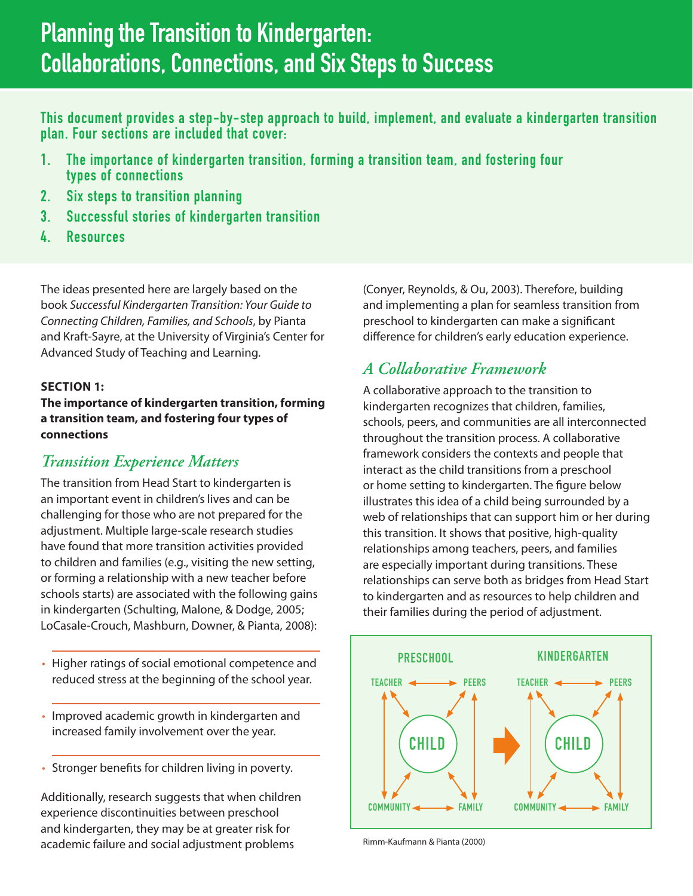# Planning the Transition to Kindergarten: Collaborations, Connections, and Six Steps to Success

**This document provides a step-by-step approach to build, implement, and evaluate a kindergarten transition plan. Four sections are included that cover:**

1. **The importance of kindergarten transition, forming a transition team, and fostering four types of connections**
2. **Six steps to transition planning**
3. **Successful stories of kindergarten transition**
4. **Resources**

The ideas presented here are largely based on the book *Successful Kindergarten Transition: Your Guide to Connecting Children, Families, and Schools*, by Pianta and Kraft-Sayre, at the University of Virginia's Center for Advanced Study of Teaching and Learning.

**SECTION 1:**
**The importance of kindergarten transition, forming a transition team, and fostering four types of connections**

## *Transition Experience Matters*

The transition from Head Start to kindergarten is an important event in children's lives and can be challenging for those who are not prepared for the adjustment. Multiple large-scale research studies have found that more transition activities provided to children and families (e.g., visiting the new setting, or forming a relationship with a new teacher before schools starts) are associated with the following gains in kindergarten (Schulting, Malone, & Dodge, 2005; LoCasale-Crouch, Mashburn, Downer, & Pianta, 2008):

- Higher ratings of social emotional competence and reduced stress at the beginning of the school year.
- Improved academic growth in kindergarten and increased family involvement over the year.
- Stronger benefits for children living in poverty.

Additionally, research suggests that when children experience discontinuities between preschool and kindergarten, they may be at greater risk for academic failure and social adjustment problems (Conyer, Reynolds, & Ou, 2003). Therefore, building and implementing a plan for seamless transition from preschool to kindergarten can make a significant difference for children's early education experience.

## *A Collaborative Framework*

A collaborative approach to the transition to kindergarten recognizes that children, families, schools, peers, and communities are all interconnected throughout the transition process. A collaborative framework considers the contexts and people that interact as the child transitions from a preschool or home setting to kindergarten. The figure below illustrates this idea of a child being surrounded by a web of relationships that can support him or her during this transition. It shows that positive, high-quality relationships among teachers, peers, and families are especially important during transitions. These relationships can serve both as bridges from Head Start to kindergarten and as resources to help children and their families during the period of adjustment.

| PRESCHOOL | | KINDERGARTEN |
|---|---|---|
| TEACHER ↔ PEERS | | TEACHER ↔ PEERS |
| CHILD | → | CHILD |
| COMMUNITY ↔ FAMILY | | COMMUNITY ↔ FAMILY |

Rimm-Kaufmann & Pianta (2000)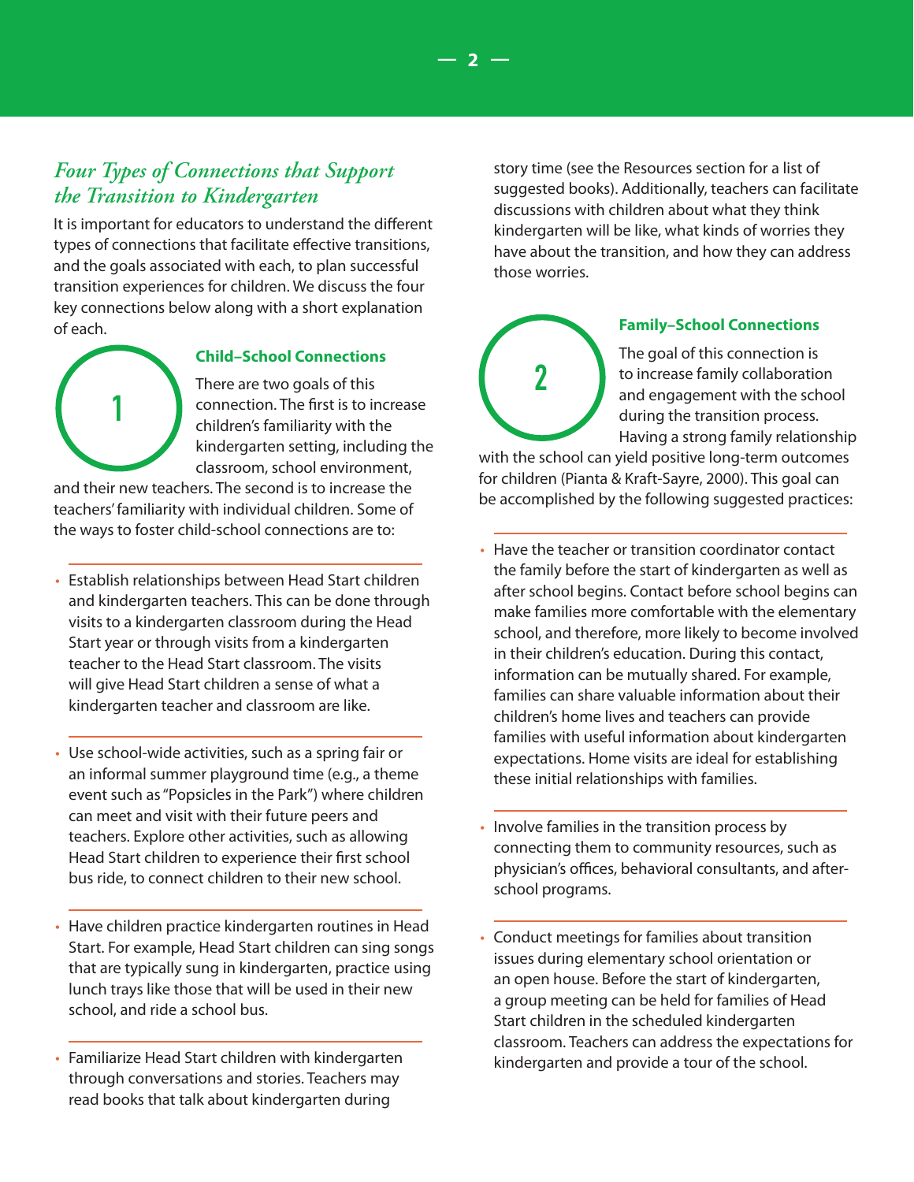## *Four Types of Connections that Support the Transition to Kindergarten*

It is important for educators to understand the different types of connections that facilitate effective transitions, and the goals associated with each, to plan successful transition experiences for children. We discuss the four key connections below along with a short explanation of each.

### 1 Child–School Connections

There are two goals of this connection. The first is to increase children's familiarity with the kindergarten setting, including the classroom, school environment, and their new teachers. The second is to increase the teachers' familiarity with individual children. Some of the ways to foster child-school connections are to:

- Establish relationships between Head Start children and kindergarten teachers. This can be done through visits to a kindergarten classroom during the Head Start year or through visits from a kindergarten teacher to the Head Start classroom. The visits will give Head Start children a sense of what a kindergarten teacher and classroom are like.
- Use school-wide activities, such as a spring fair or an informal summer playground time (e.g., a theme event such as "Popsicles in the Park") where children can meet and visit with their future peers and teachers. Explore other activities, such as allowing Head Start children to experience their first school bus ride, to connect children to their new school.
- Have children practice kindergarten routines in Head Start. For example, Head Start children can sing songs that are typically sung in kindergarten, practice using lunch trays like those that will be used in their new school, and ride a school bus.
- Familiarize Head Start children with kindergarten through conversations and stories. Teachers may read books that talk about kindergarten during story time (see the Resources section for a list of suggested books). Additionally, teachers can facilitate discussions with children about what they think kindergarten will be like, what kinds of worries they have about the transition, and how they can address those worries.

### 2 Family–School Connections

The goal of this connection is to increase family collaboration and engagement with the school during the transition process. Having a strong family relationship with the school can yield positive long-term outcomes for children (Pianta & Kraft-Sayre, 2000). This goal can be accomplished by the following suggested practices:

- Have the teacher or transition coordinator contact the family before the start of kindergarten as well as after school begins. Contact before school begins can make families more comfortable with the elementary school, and therefore, more likely to become involved in their children's education. During this contact, information can be mutually shared. For example, families can share valuable information about their children's home lives and teachers can provide families with useful information about kindergarten expectations. Home visits are ideal for establishing these initial relationships with families.
- Involve families in the transition process by connecting them to community resources, such as physician's offices, behavioral consultants, and after-school programs.
- Conduct meetings for families about transition issues during elementary school orientation or an open house. Before the start of kindergarten, a group meeting can be held for families of Head Start children in the scheduled kindergarten classroom. Teachers can address the expectations for kindergarten and provide a tour of the school.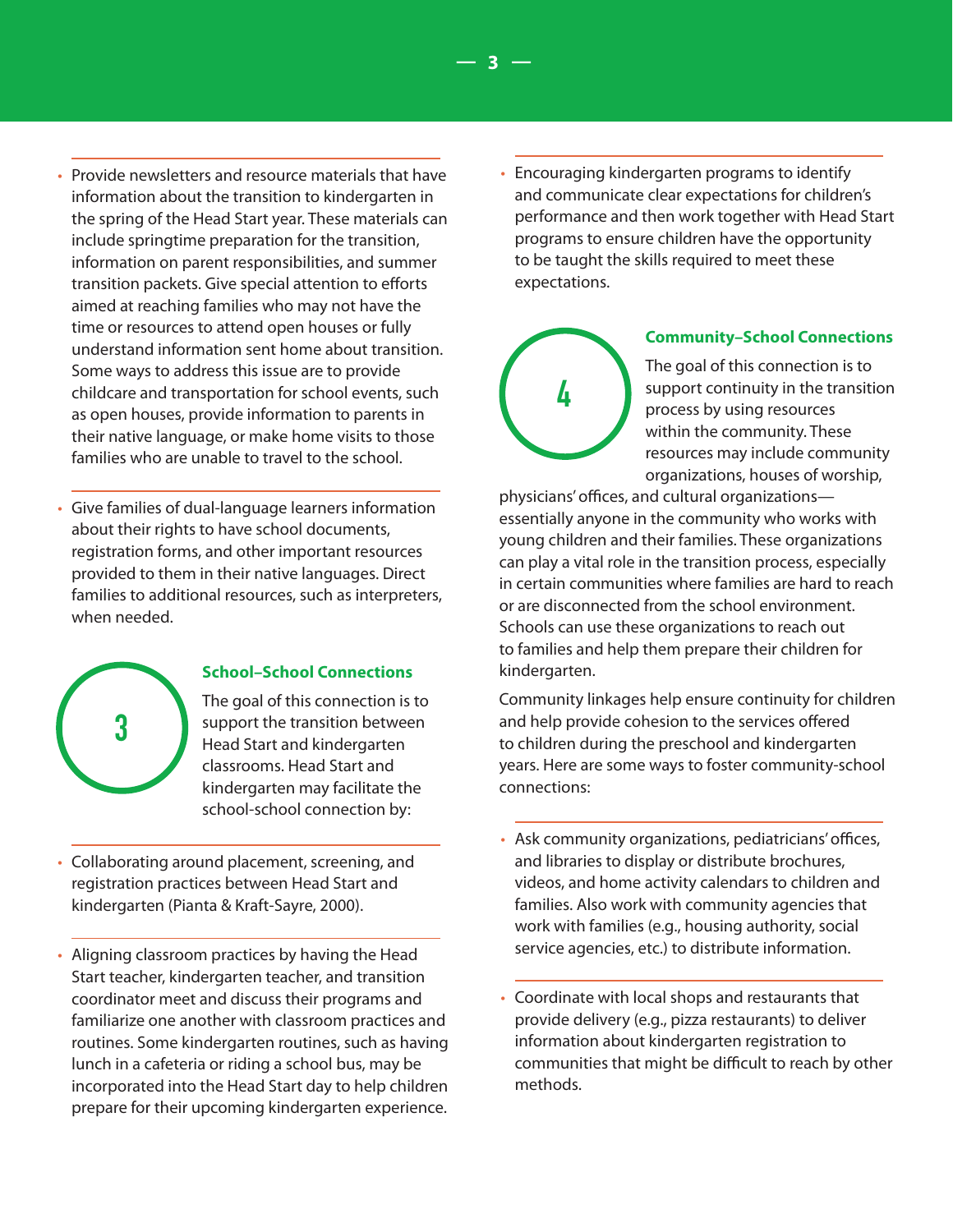- Provide newsletters and resource materials that have information about the transition to kindergarten in the spring of the Head Start year. These materials can include springtime preparation for the transition, information on parent responsibilities, and summer transition packets. Give special attention to efforts aimed at reaching families who may not have the time or resources to attend open houses or fully understand information sent home about transition. Some ways to address this issue are to provide childcare and transportation for school events, such as open houses, provide information to parents in their native language, or make home visits to those families who are unable to travel to the school.

- Give families of dual-language learners information about their rights to have school documents, registration forms, and other important resources provided to them in their native languages. Direct families to additional resources, such as interpreters, when needed.

## 3 School–School Connections

The goal of this connection is to support the transition between Head Start and kindergarten classrooms. Head Start and kindergarten may facilitate the school-school connection by:

- Collaborating around placement, screening, and registration practices between Head Start and kindergarten (Pianta & Kraft-Sayre, 2000).

- Aligning classroom practices by having the Head Start teacher, kindergarten teacher, and transition coordinator meet and discuss their programs and familiarize one another with classroom practices and routines. Some kindergarten routines, such as having lunch in a cafeteria or riding a school bus, may be incorporated into the Head Start day to help children prepare for their upcoming kindergarten experience.

- Encouraging kindergarten programs to identify and communicate clear expectations for children's performance and then work together with Head Start programs to ensure children have the opportunity to be taught the skills required to meet these expectations.

## 4 Community–School Connections

The goal of this connection is to support continuity in the transition process by using resources within the community. These resources may include community organizations, houses of worship, physicians' offices, and cultural organizations—essentially anyone in the community who works with young children and their families. These organizations can play a vital role in the transition process, especially in certain communities where families are hard to reach or are disconnected from the school environment. Schools can use these organizations to reach out to families and help them prepare their children for kindergarten.

Community linkages help ensure continuity for children and help provide cohesion to the services offered to children during the preschool and kindergarten years. Here are some ways to foster community-school connections:

- Ask community organizations, pediatricians' offices, and libraries to display or distribute brochures, videos, and home activity calendars to children and families. Also work with community agencies that work with families (e.g., housing authority, social service agencies, etc.) to distribute information.

- Coordinate with local shops and restaurants that provide delivery (e.g., pizza restaurants) to deliver information about kindergarten registration to communities that might be difficult to reach by other methods.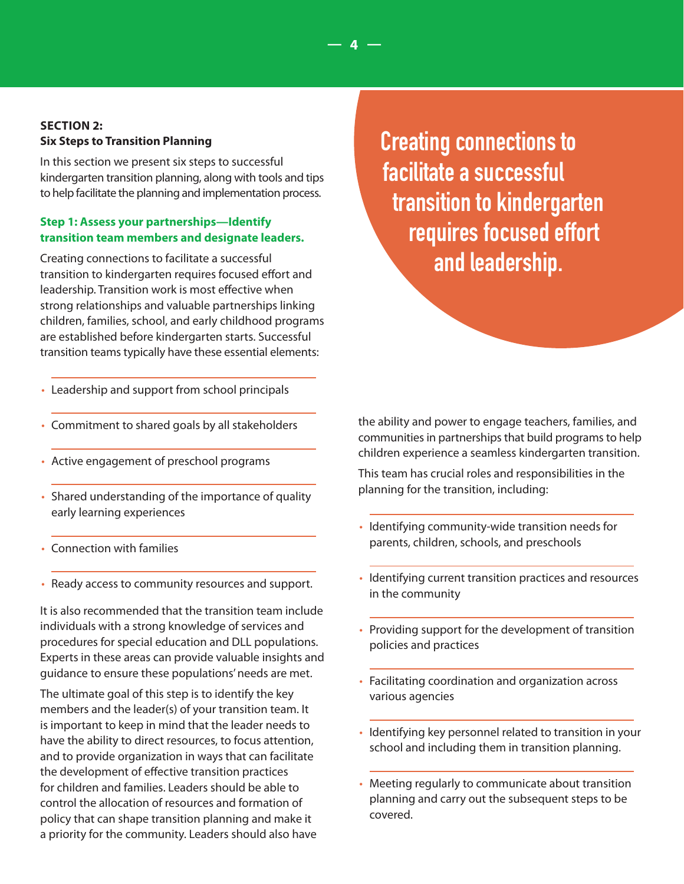## SECTION 2: Six Steps to Transition Planning

In this section we present six steps to successful kindergarten transition planning, along with tools and tips to help facilitate the planning and implementation process.

### Step 1: Assess your partnerships—Identify transition team members and designate leaders.

Creating connections to facilitate a successful transition to kindergarten requires focused effort and leadership. Transition work is most effective when strong relationships and valuable partnerships linking children, families, school, and early childhood programs are established before kindergarten starts. Successful transition teams typically have these essential elements:

- Leadership and support from school principals
- Commitment to shared goals by all stakeholders
- Active engagement of preschool programs
- Shared understanding of the importance of quality early learning experiences
- Connection with families
- Ready access to community resources and support.

It is also recommended that the transition team include individuals with a strong knowledge of services and procedures for special education and DLL populations. Experts in these areas can provide valuable insights and guidance to ensure these populations' needs are met.

The ultimate goal of this step is to identify the key members and the leader(s) of your transition team. It is important to keep in mind that the leader needs to have the ability to direct resources, to focus attention, and to provide organization in ways that can facilitate the development of effective transition practices for children and families. Leaders should be able to control the allocation of resources and formation of policy that can shape transition planning and make it a priority for the community. Leaders should also have the ability and power to engage teachers, families, and communities in partnerships that build programs to help children experience a seamless kindergarten transition.

> **Creating connections to facilitate a successful transition to kindergarten requires focused effort and leadership.**

This team has crucial roles and responsibilities in the planning for the transition, including:

- Identifying community-wide transition needs for parents, children, schools, and preschools
- Identifying current transition practices and resources in the community
- Providing support for the development of transition policies and practices
- Facilitating coordination and organization across various agencies
- Identifying key personnel related to transition in your school and including them in transition planning.
- Meeting regularly to communicate about transition planning and carry out the subsequent steps to be covered.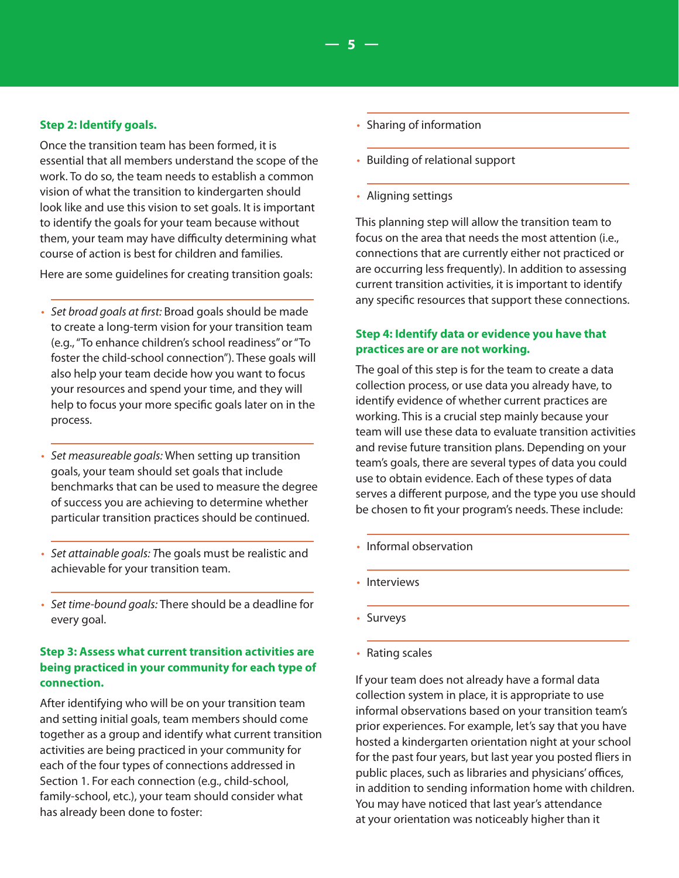**Step 2: Identify goals.**

Once the transition team has been formed, it is essential that all members understand the scope of the work. To do so, the team needs to establish a common vision of what the transition to kindergarten should look like and use this vision to set goals. It is important to identify the goals for your team because without them, your team may have difficulty determining what course of action is best for children and families.

Here are some guidelines for creating transition goals:

- *Set broad goals at first:* Broad goals should be made to create a long-term vision for your transition team (e.g., "To enhance children's school readiness" or "To foster the child-school connection"). These goals will also help your team decide how you want to focus your resources and spend your time, and they will help to focus your more specific goals later on in the process.
- *Set measureable goals:* When setting up transition goals, your team should set goals that include benchmarks that can be used to measure the degree of success you are achieving to determine whether particular transition practices should be continued.
- *Set attainable goals:* The goals must be realistic and achievable for your transition team.
- *Set time-bound goals:* There should be a deadline for every goal.

**Step 3: Assess what current transition activities are being practiced in your community for each type of connection.**

After identifying who will be on your transition team and setting initial goals, team members should come together as a group and identify what current transition activities are being practiced in your community for each of the four types of connections addressed in Section 1. For each connection (e.g., child-school, family-school, etc.), your team should consider what has already been done to foster:

- Sharing of information
- Building of relational support
- Aligning settings

This planning step will allow the transition team to focus on the area that needs the most attention (i.e., connections that are currently either not practiced or are occurring less frequently). In addition to assessing current transition activities, it is important to identify any specific resources that support these connections.

**Step 4: Identify data or evidence you have that practices are or are not working.**

The goal of this step is for the team to create a data collection process, or use data you already have, to identify evidence of whether current practices are working. This is a crucial step mainly because your team will use these data to evaluate transition activities and revise future transition plans. Depending on your team's goals, there are several types of data you could use to obtain evidence. Each of these types of data serves a different purpose, and the type you use should be chosen to fit your program's needs. These include:

- Informal observation
- Interviews
- Surveys
- Rating scales

If your team does not already have a formal data collection system in place, it is appropriate to use informal observations based on your transition team's prior experiences. For example, let's say that you have hosted a kindergarten orientation night at your school for the past four years, but last year you posted fliers in public places, such as libraries and physicians' offices, in addition to sending information home with children. You may have noticed that last year's attendance at your orientation was noticeably higher than it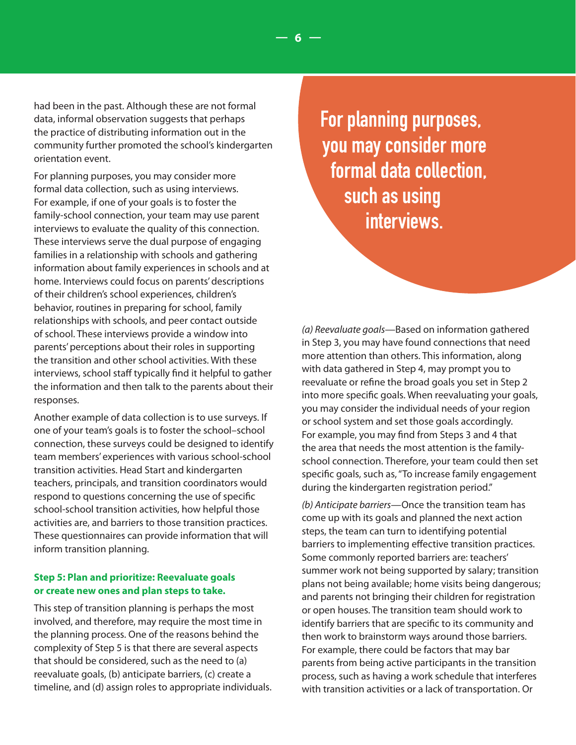had been in the past. Although these are not formal data, informal observation suggests that perhaps the practice of distributing information out in the community further promoted the school's kindergarten orientation event.

For planning purposes, you may consider more formal data collection, such as using interviews. For example, if one of your goals is to foster the family-school connection, your team may use parent interviews to evaluate the quality of this connection. These interviews serve the dual purpose of engaging families in a relationship with schools and gathering information about family experiences in schools and at home. Interviews could focus on parents' descriptions of their children's school experiences, children's behavior, routines in preparing for school, family relationships with schools, and peer contact outside of school. These interviews provide a window into parents' perceptions about their roles in supporting the transition and other school activities. With these interviews, school staff typically find it helpful to gather the information and then talk to the parents about their responses.

Another example of data collection is to use surveys. If one of your team's goals is to foster the school–school connection, these surveys could be designed to identify team members' experiences with various school-school transition activities. Head Start and kindergarten teachers, principals, and transition coordinators would respond to questions concerning the use of specific school-school transition activities, how helpful those activities are, and barriers to those transition practices. These questionnaires can provide information that will inform transition planning.

**For planning purposes, you may consider more formal data collection, such as using interviews.**

### Step 5: Plan and prioritize: Reevaluate goals or create new ones and plan steps to take.

This step of transition planning is perhaps the most involved, and therefore, may require the most time in the planning process. One of the reasons behind the complexity of Step 5 is that there are several aspects that should be considered, such as the need to (a) reevaluate goals, (b) anticipate barriers, (c) create a timeline, and (d) assign roles to appropriate individuals.

*(a) Reevaluate goals*—Based on information gathered in Step 3, you may have found connections that need more attention than others. This information, along with data gathered in Step 4, may prompt you to reevaluate or refine the broad goals you set in Step 2 into more specific goals. When reevaluating your goals, you may consider the individual needs of your region or school system and set those goals accordingly. For example, you may find from Steps 3 and 4 that the area that needs the most attention is the family-school connection. Therefore, your team could then set specific goals, such as, "To increase family engagement during the kindergarten registration period."

*(b) Anticipate barriers*—Once the transition team has come up with its goals and planned the next action steps, the team can turn to identifying potential barriers to implementing effective transition practices. Some commonly reported barriers are: teachers' summer work not being supported by salary; transition plans not being available; home visits being dangerous; and parents not bringing their children for registration or open houses. The transition team should work to identify barriers that are specific to its community and then work to brainstorm ways around those barriers. For example, there could be factors that may bar parents from being active participants in the transition process, such as having a work schedule that interferes with transition activities or a lack of transportation. Or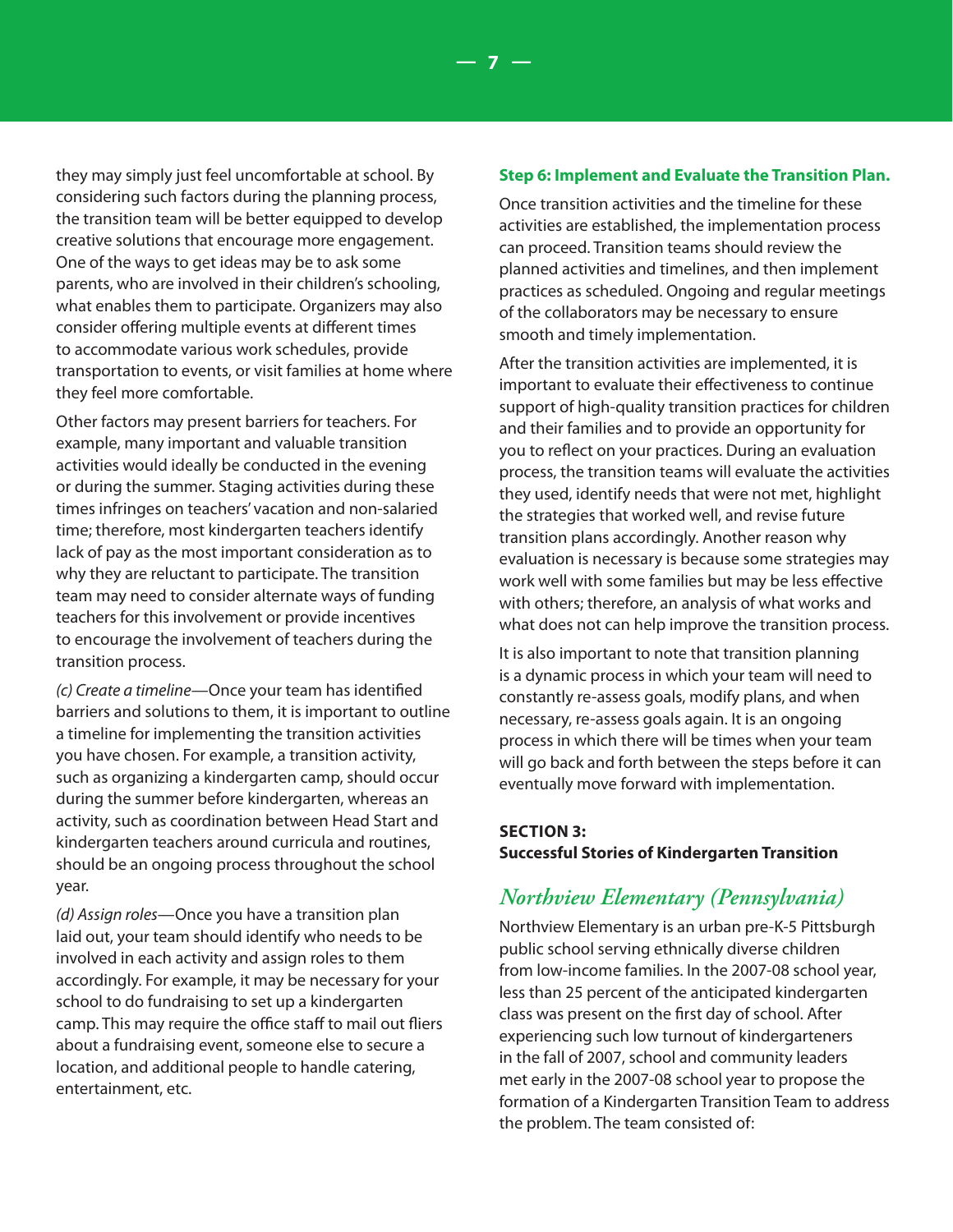they may simply just feel uncomfortable at school. By considering such factors during the planning process, the transition team will be better equipped to develop creative solutions that encourage more engagement. One of the ways to get ideas may be to ask some parents, who are involved in their children's schooling, what enables them to participate. Organizers may also consider offering multiple events at different times to accommodate various work schedules, provide transportation to events, or visit families at home where they feel more comfortable.

Other factors may present barriers for teachers. For example, many important and valuable transition activities would ideally be conducted in the evening or during the summer. Staging activities during these times infringes on teachers' vacation and non-salaried time; therefore, most kindergarten teachers identify lack of pay as the most important consideration as to why they are reluctant to participate. The transition team may need to consider alternate ways of funding teachers for this involvement or provide incentives to encourage the involvement of teachers during the transition process.

*(c) Create a timeline*—Once your team has identified barriers and solutions to them, it is important to outline a timeline for implementing the transition activities you have chosen. For example, a transition activity, such as organizing a kindergarten camp, should occur during the summer before kindergarten, whereas an activity, such as coordination between Head Start and kindergarten teachers around curricula and routines, should be an ongoing process throughout the school year.

*(d) Assign roles*—Once you have a transition plan laid out, your team should identify who needs to be involved in each activity and assign roles to them accordingly. For example, it may be necessary for your school to do fundraising to set up a kindergarten camp. This may require the office staff to mail out fliers about a fundraising event, someone else to secure a location, and additional people to handle catering, entertainment, etc.

**Step 6: Implement and Evaluate the Transition Plan.**

Once transition activities and the timeline for these activities are established, the implementation process can proceed. Transition teams should review the planned activities and timelines, and then implement practices as scheduled. Ongoing and regular meetings of the collaborators may be necessary to ensure smooth and timely implementation.

After the transition activities are implemented, it is important to evaluate their effectiveness to continue support of high-quality transition practices for children and their families and to provide an opportunity for you to reflect on your practices. During an evaluation process, the transition teams will evaluate the activities they used, identify needs that were not met, highlight the strategies that worked well, and revise future transition plans accordingly. Another reason why evaluation is necessary is because some strategies may work well with some families but may be less effective with others; therefore, an analysis of what works and what does not can help improve the transition process.

It is also important to note that transition planning is a dynamic process in which your team will need to constantly re-assess goals, modify plans, and when necessary, re-assess goals again. It is an ongoing process in which there will be times when your team will go back and forth between the steps before it can eventually move forward with implementation.

## SECTION 3: Successful Stories of Kindergarten Transition

### *Northview Elementary (Pennsylvania)*

Northview Elementary is an urban pre-K-5 Pittsburgh public school serving ethnically diverse children from low-income families. In the 2007-08 school year, less than 25 percent of the anticipated kindergarten class was present on the first day of school. After experiencing such low turnout of kindergarteners in the fall of 2007, school and community leaders met early in the 2007-08 school year to propose the formation of a Kindergarten Transition Team to address the problem. The team consisted of: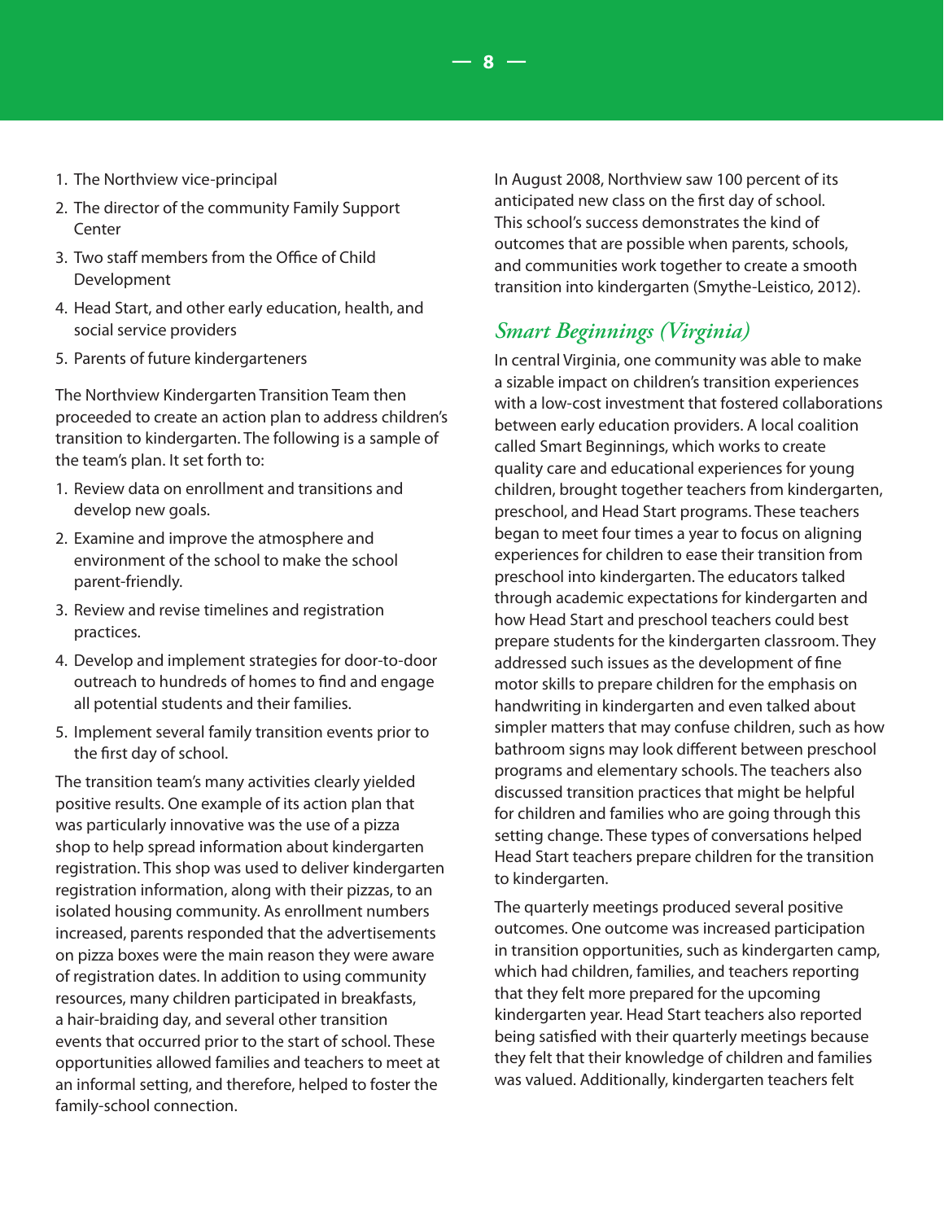1. The Northview vice-principal
2. The director of the community Family Support Center
3. Two staff members from the Office of Child Development
4. Head Start, and other early education, health, and social service providers
5. Parents of future kindergarteners

The Northview Kindergarten Transition Team then proceeded to create an action plan to address children's transition to kindergarten. The following is a sample of the team's plan. It set forth to:

1. Review data on enrollment and transitions and develop new goals.
2. Examine and improve the atmosphere and environment of the school to make the school parent-friendly.
3. Review and revise timelines and registration practices.
4. Develop and implement strategies for door-to-door outreach to hundreds of homes to find and engage all potential students and their families.
5. Implement several family transition events prior to the first day of school.

The transition team's many activities clearly yielded positive results. One example of its action plan that was particularly innovative was the use of a pizza shop to help spread information about kindergarten registration. This shop was used to deliver kindergarten registration information, along with their pizzas, to an isolated housing community. As enrollment numbers increased, parents responded that the advertisements on pizza boxes were the main reason they were aware of registration dates. In addition to using community resources, many children participated in breakfasts, a hair-braiding day, and several other transition events that occurred prior to the start of school. These opportunities allowed families and teachers to meet at an informal setting, and therefore, helped to foster the family-school connection.

In August 2008, Northview saw 100 percent of its anticipated new class on the first day of school. This school's success demonstrates the kind of outcomes that are possible when parents, schools, and communities work together to create a smooth transition into kindergarten (Smythe-Leistico, 2012).

## *Smart Beginnings (Virginia)*

In central Virginia, one community was able to make a sizable impact on children's transition experiences with a low-cost investment that fostered collaborations between early education providers. A local coalition called Smart Beginnings, which works to create quality care and educational experiences for young children, brought together teachers from kindergarten, preschool, and Head Start programs. These teachers began to meet four times a year to focus on aligning experiences for children to ease their transition from preschool into kindergarten. The educators talked through academic expectations for kindergarten and how Head Start and preschool teachers could best prepare students for the kindergarten classroom. They addressed such issues as the development of fine motor skills to prepare children for the emphasis on handwriting in kindergarten and even talked about simpler matters that may confuse children, such as how bathroom signs may look different between preschool programs and elementary schools. The teachers also discussed transition practices that might be helpful for children and families who are going through this setting change. These types of conversations helped Head Start teachers prepare children for the transition to kindergarten.

The quarterly meetings produced several positive outcomes. One outcome was increased participation in transition opportunities, such as kindergarten camp, which had children, families, and teachers reporting that they felt more prepared for the upcoming kindergarten year. Head Start teachers also reported being satisfied with their quarterly meetings because they felt that their knowledge of children and families was valued. Additionally, kindergarten teachers felt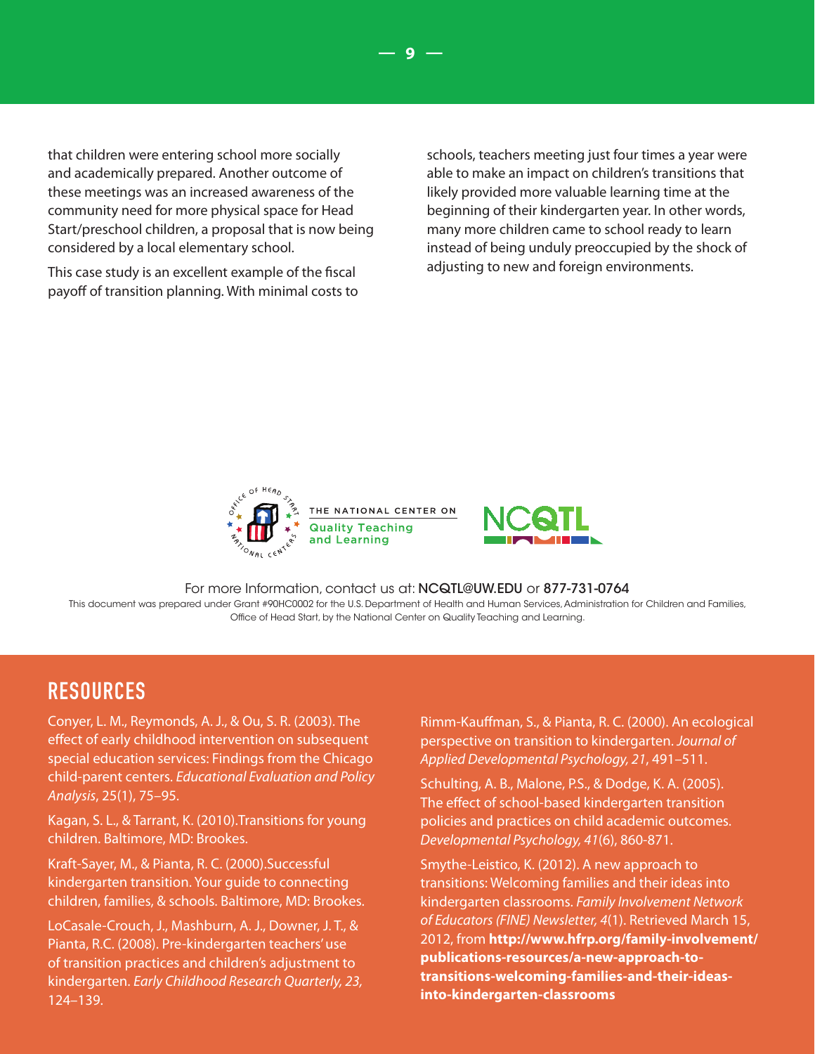that children were entering school more socially and academically prepared. Another outcome of these meetings was an increased awareness of the community need for more physical space for Head Start/preschool children, a proposal that is now being considered by a local elementary school.

This case study is an excellent example of the fiscal payoff of transition planning. With minimal costs to schools, teachers meeting just four times a year were able to make an impact on children's transitions that likely provided more valuable learning time at the beginning of their kindergarten year. In other words, many more children came to school ready to learn instead of being unduly preoccupied by the shock of adjusting to new and foreign environments.

THE NATIONAL CENTER ON Quality Teaching and Learning

NCQTL

For more Information, contact us at: NCQTL@UW.EDU or 877-731-0764

This document was prepared under Grant #90HC0002 for the U.S. Department of Health and Human Services, Administration for Children and Families, Office of Head Start, by the National Center on Quality Teaching and Learning.

## RESOURCES

Conyer, L. M., Reymonds, A. J., & Ou, S. R. (2003). The effect of early childhood intervention on subsequent special education services: Findings from the Chicago child-parent centers. *Educational Evaluation and Policy Analysis*, 25(1), 75–95.

Kagan, S. L., & Tarrant, K. (2010).Transitions for young children. Baltimore, MD: Brookes.

Kraft-Sayer, M., & Pianta, R. C. (2000).Successful kindergarten transition. Your guide to connecting children, families, & schools. Baltimore, MD: Brookes.

LoCasale-Crouch, J., Mashburn, A. J., Downer, J. T., & Pianta, R.C. (2008). Pre-kindergarten teachers' use of transition practices and children's adjustment to kindergarten. *Early Childhood Research Quarterly, 23*, 124–139.

Rimm-Kauffman, S., & Pianta, R. C. (2000). An ecological perspective on transition to kindergarten. *Journal of Applied Developmental Psychology, 21*, 491–511.

Schulting, A. B., Malone, P.S., & Dodge, K. A. (2005). The effect of school-based kindergarten transition policies and practices on child academic outcomes. *Developmental Psychology, 41*(6), 860-871.

Smythe-Leistico, K. (2012). A new approach to transitions: Welcoming families and their ideas into kindergarten classrooms. *Family Involvement Network of Educators (FINE) Newsletter, 4*(1). Retrieved March 15, 2012, from **http://www.hfrp.org/family-involvement/publications-resources/a-new-approach-to-transitions-welcoming-families-and-their-ideas-into-kindergarten-classrooms**